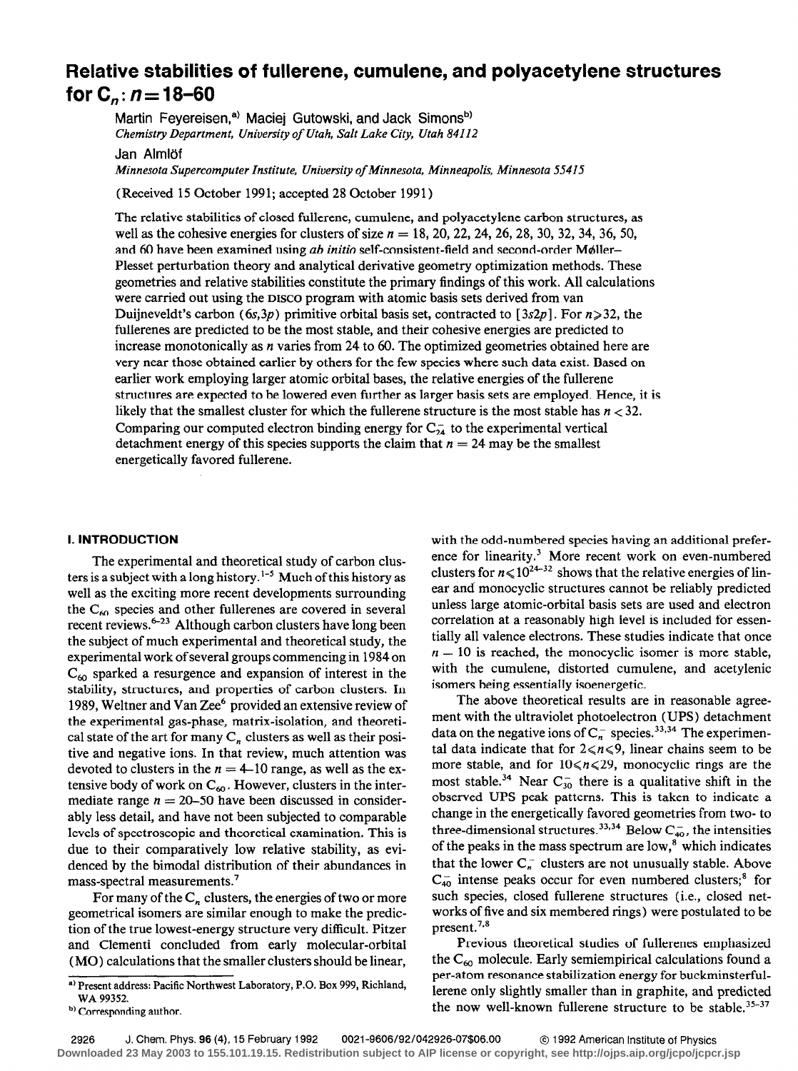# Relative stabilities of fullerene, cumulene, and polyacetylene structures for $C_n$: $n = 18$–$60$

Martin Feyereisen,[a] Maciej Gutowski, and Jack Simons[b]
*Chemistry Department, University of Utah, Salt Lake City, Utah 84112*

Jan Almlöf
*Minnesota Supercomputer Institute, University of Minnesota, Minneapolis, Minnesota 55415*

(Received 15 October 1991; accepted 28 October 1991)

The relative stabilities of closed fullerene, cumulene, and polyacetylene carbon structures, as well as the cohesive energies for clusters of size $n$ = 18, 20, 22, 24, 26, 28, 30, 32, 34, 36, 50, and 60 have been examined using *ab initio* self-consistent-field and second-order Møller–Plesset perturbation theory and analytical derivative geometry optimization methods. These geometries and relative stabilities constitute the primary findings of this work. All calculations were carried out using the DISCO program with atomic basis sets derived from van Duijneveldt's carbon $(6s,3p)$ primitive orbital basis set, contracted to $[3s2p]$. For $n \geqslant 32$, the fullerenes are predicted to be the most stable, and their cohesive energies are predicted to increase monotonically as $n$ varies from 24 to 60. The optimized geometries obtained here are very near those obtained earlier by others for the few species where such data exist. Based on earlier work employing larger atomic orbital bases, the relative energies of the fullerene structures are expected to be lowered even further as larger basis sets are employed. Hence, it is likely that the smallest cluster for which the fullerene structure is the most stable has $n < 32$. Comparing our computed electron binding energy for $C_{24}^-$ to the experimental vertical detachment energy of this species supports the claim that $n = 24$ may be the smallest energetically favored fullerene.

## I. INTRODUCTION

The experimental and theoretical study of carbon clusters is a subject with a long history.[1–5] Much of this history as well as the exciting more recent developments surrounding the $C_{60}$ species and other fullerenes are covered in several recent reviews.[6–23] Although carbon clusters have long been the subject of much experimental and theoretical study, the experimental work of several groups commencing in 1984 on $C_{60}$ sparked a resurgence and expansion of interest in the stability, structures, and properties of carbon clusters. In 1989, Weltner and Van Zee[6] provided an extensive review of the experimental gas-phase, matrix-isolation, and theoretical state of the art for many $C_n$ clusters as well as their positive and negative ions. In that review, much attention was devoted to clusters in the $n$ = 4–10 range, as well as the extensive body of work on $C_{60}$. However, clusters in the intermediate range $n$ = 20–50 have been discussed in considerably less detail, and have not been subjected to comparable levels of spectroscopic and theoretical examination. This is due to their comparatively low relative stability, as evidenced by the bimodal distribution of their abundances in mass-spectral measurements.[7]

For many of the $C_n$ clusters, the energies of two or more geometrical isomers are similar enough to make the prediction of the true lowest-energy structure very difficult. Pitzer and Clementi concluded from early molecular-orbital (MO) calculations that the smaller clusters should be linear, with the odd-numbered species having an additional preference for linearity.[3] More recent work on even-numbered clusters for $n \leqslant 10$[24–32] shows that the relative energies of linear and monocyclic structures cannot be reliably predicted unless large atomic-orbital basis sets are used and electron correlation at a reasonably high level is included for essentially all valence electrons. These studies indicate that once $n = 10$ is reached, the monocyclic isomer is more stable, with the cumulene, distorted cumulene, and acetylenic isomers being essentially isoenergetic.

The above theoretical results are in reasonable agreement with the ultraviolet photoelectron (UPS) detachment data on the negative ions of $C_n^-$ species.[33,34] The experimental data indicate that for $2 \leqslant n \leqslant 9$, linear chains seem to be more stable, and for $10 \leqslant n \leqslant 29$, monocyclic rings are the most stable.[34] Near $C_{30}^-$ there is a qualitative shift in the observed UPS peak patterns. This is taken to indicate a change in the energetically favored geometries from two- to three-dimensional structures.[33,34] Below $C_{40}^-$, the intensities of the peaks in the mass spectrum are low,[8] which indicates that the lower $C_n^-$ clusters are not unusually stable. Above $C_{40}^-$ intense peaks occur for even numbered clusters;[8] for such species, closed fullerene structures (i.e., closed networks of five and six membered rings) were postulated to be present.[7,8]

Previous theoretical studies of fullerenes emphasized the $C_{60}$ molecule. Early semiempirical calculations found a per-atom resonance stabilization energy for buckminsterfullerene only slightly smaller than in graphite, and predicted the now well-known fullerene structure to be stable.[35–37]

---

[a] Present address: Pacific Northwest Laboratory, P.O. Box 999, Richland, WA 99352.

[b] Corresponding author.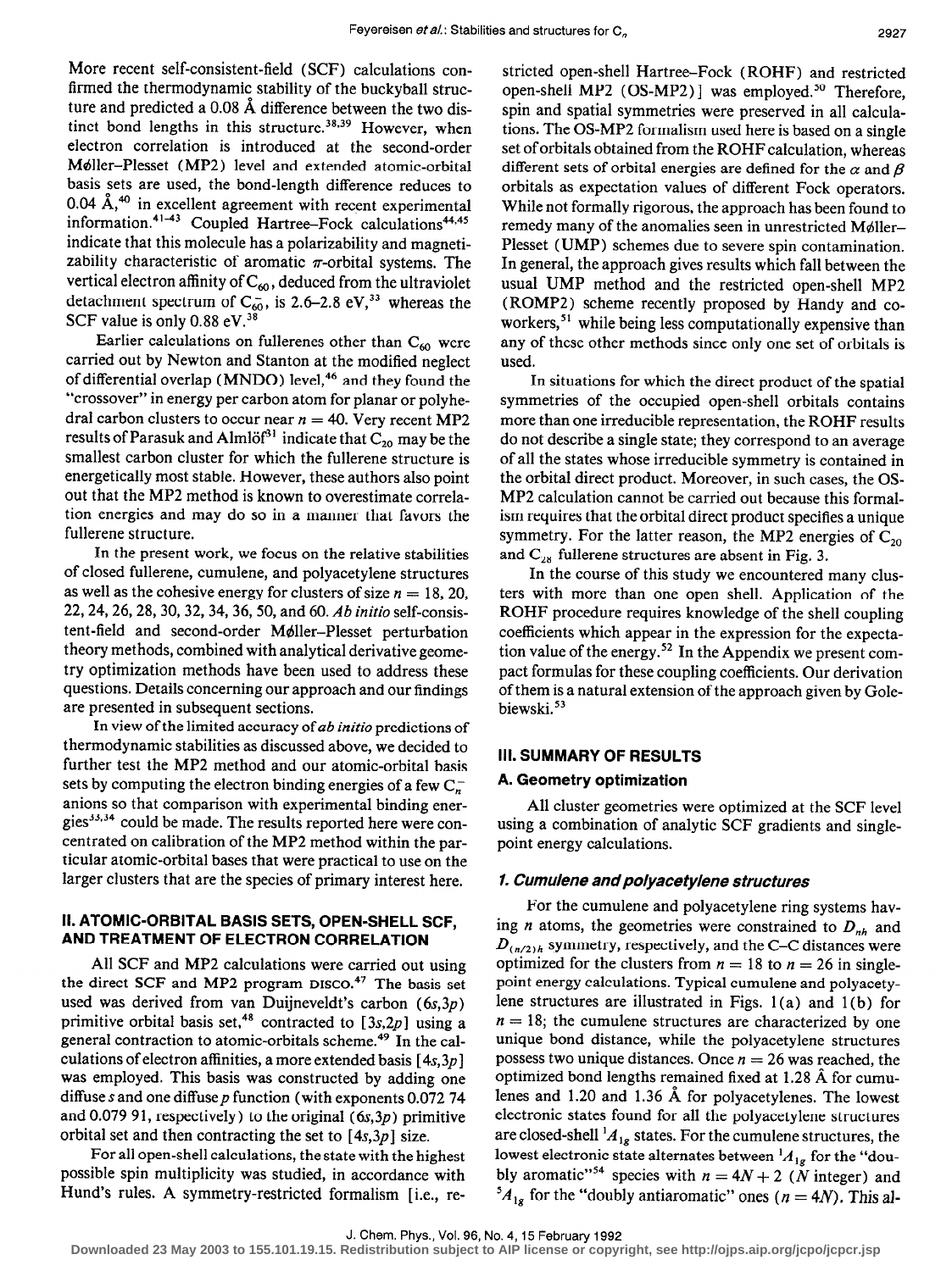More recent self-consistent-field (SCF) calculations confirmed the thermodynamic stability of the buckyball structure and predicted a 0.08 Å difference between the two distinct bond lengths in this structure.[38,39] However, when electron correlation is introduced at the second-order Møller–Plesset (MP2) level and extended atomic-orbital basis sets are used, the bond-length difference reduces to 0.04 Å,[40] in excellent agreement with recent experimental information.[41–43] Coupled Hartree–Fock calculations[44,45] indicate that this molecule has a polarizability and magnetizability characteristic of aromatic $\pi$-orbital systems. The vertical electron affinity of $C_{60}$, deduced from the ultraviolet detachment spectrum of $C_{60}^-$, is 2.6–2.8 eV,[33] whereas the SCF value is only 0.88 eV.[38]

Earlier calculations on fullerenes other than $C_{60}$ were carried out by Newton and Stanton at the modified neglect of differential overlap (MNDO) level,[46] and they found the "crossover" in energy per carbon atom for planar or polyhedral carbon clusters to occur near $n = 40$. Very recent MP2 results of Parasuk and Almlöf[31] indicate that $C_{20}$ may be the smallest carbon cluster for which the fullerene structure is energetically most stable. However, these authors also point out that the MP2 method is known to overestimate correlation energies and may do so in a manner that favors the fullerene structure.

In the present work, we focus on the relative stabilities of closed fullerene, cumulene, and polyacetylene structures as well as the cohesive energy for clusters of size $n = 18$, 20, 22, 24, 26, 28, 30, 32, 34, 36, 50, and 60. *Ab initio* self-consistent-field and second-order Møller–Plesset perturbation theory methods, combined with analytical derivative geometry optimization methods have been used to address these questions. Details concerning our approach and our findings are presented in subsequent sections.

In view of the limited accuracy of *ab initio* predictions of thermodynamic stabilities as discussed above, we decided to further test the MP2 method and our atomic-orbital basis sets by computing the electron binding energies of a few $C_n^-$ anions so that comparison with experimental binding energies[33,34] could be made. The results reported here were concentrated on calibration of the MP2 method within the particular atomic-orbital bases that were practical to use on the larger clusters that are the species of primary interest here.

## II. ATOMIC-ORBITAL BASIS SETS, OPEN-SHELL SCF, AND TREATMENT OF ELECTRON CORRELATION

All SCF and MP2 calculations were carried out using the direct SCF and MP2 program DISCO.[47] The basis set used was derived from van Duijneveldt's carbon $(6s,3p)$ primitive orbital basis set,[48] contracted to $[3s,2p]$ using a general contraction to atomic-orbitals scheme.[49] In the calculations of electron affinities, a more extended basis $[4s,3p]$ was employed. This basis was constructed by adding one diffuse $s$ and one diffuse $p$ function (with exponents 0.072 74 and 0.079 91, respectively) to the original $(6s,3p)$ primitive orbital set and then contracting the set to $[4s,3p]$ size.

For all open-shell calculations, the state with the highest possible spin multiplicity was studied, in accordance with Hund's rules. A symmetry-restricted formalism [i.e., restricted open-shell Hartree–Fock (ROHF) and restricted open-shell MP2 (OS-MP2)] was employed.[50] Therefore, spin and spatial symmetries were preserved in all calculations. The OS-MP2 formalism used here is based on a single set of orbitals obtained from the ROHF calculation, whereas different sets of orbital energies are defined for the $\alpha$ and $\beta$ orbitals as expectation values of different Fock operators. While not formally rigorous, the approach has been found to remedy many of the anomalies seen in unrestricted Møller–Plesset (UMP) schemes due to severe spin contamination. In general, the approach gives results which fall between the usual UMP method and the restricted open-shell MP2 (ROMP2) scheme recently proposed by Handy and coworkers,[51] while being less computationally expensive than any of these other methods since only one set of orbitals is used.

In situations for which the direct product of the spatial symmetries of the occupied open-shell orbitals contains more than one irreducible representation, the ROHF results do not describe a single state; they correspond to an average of all the states whose irreducible symmetry is contained in the orbital direct product. Moreover, in such cases, the OS-MP2 calculation cannot be carried out because this formalism requires that the orbital direct product specifies a unique symmetry. For the latter reason, the MP2 energies of $C_{20}$ and $C_{28}$ fullerene structures are absent in Fig. 3.

In the course of this study we encountered many clusters with more than one open shell. Application of the ROHF procedure requires knowledge of the shell coupling coefficients which appear in the expression for the expectation value of the energy.[52] In the Appendix we present compact formulas for these coupling coefficients. Our derivation of them is a natural extension of the approach given by Golebiewski.[53]

## III. SUMMARY OF RESULTS

### A. Geometry optimization

All cluster geometries were optimized at the SCF level using a combination of analytic SCF gradients and single-point energy calculations.

#### 1. Cumulene and polyacetylene structures

For the cumulene and polyacetylene ring systems having $n$ atoms, the geometries were constrained to $D_{nh}$ and $D_{(n/2)h}$ symmetry, respectively, and the C–C distances were optimized for the clusters from $n = 18$ to $n = 26$ in single-point energy calculations. Typical cumulene and polyacetylene structures are illustrated in Figs. 1(a) and 1(b) for $n = 18$; the cumulene structures are characterized by one unique bond distance, while the polyacetylene structures possess two unique distances. Once $n = 26$ was reached, the optimized bond lengths remained fixed at 1.28 Å for cumulenes and 1.20 and 1.36 Å for polyacetylenes. The lowest electronic states found for all the polyacetylene structures are closed-shell $^1A_{1g}$ states. For the cumulene structures, the lowest electronic state alternates between $^1A_{1g}$ for the "doubly aromatic"[54] species with $n = 4N + 2$ ($N$ integer) and $^5A_{1g}$ for the "doubly antiaromatic" ones ($n = 4N$). This al-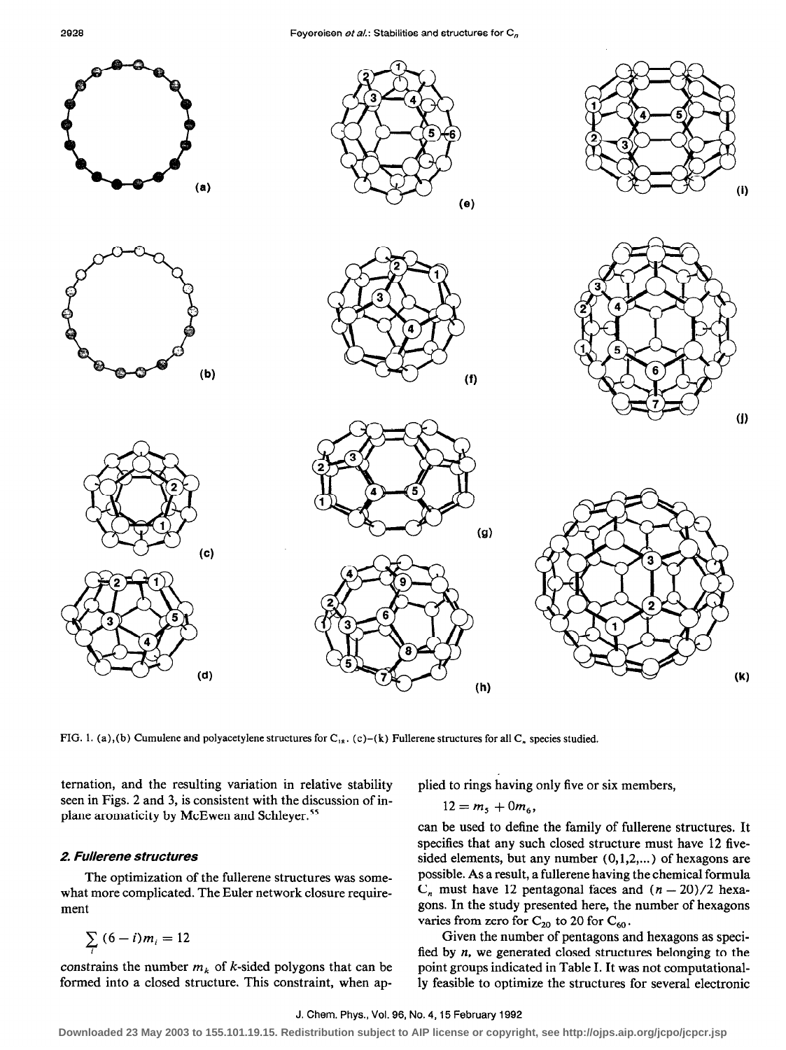FIG. 1. (a),(b) Cumulene and polyacetylene structures for $C_{18}$. (c)–(k) Fullerene structures for all $C_n$ species studied.

ternation, and the resulting variation in relative stability seen in Figs. 2 and 3, is consistent with the discussion of in-plane aromaticity by McEwen and Schleyer.[55]

### 2. Fullerene structures

The optimization of the fullerene structures was somewhat more complicated. The Euler network closure requirement

$$\sum_i (6-i)m_i = 12$$

constrains the number $m_k$ of $k$-sided polygons that can be formed into a closed structure. This constraint, when applied to rings having only five or six members,

$$12 = m_5 + 0m_6,$$

can be used to define the family of fullerene structures. It specifies that any such closed structure must have 12 five-sided elements, but any number (0,1,2,...) of hexagons are possible. As a result, a fullerene having the chemical formula $C_n$ must have 12 pentagonal faces and $(n-20)/2$ hexagons. In the study presented here, the number of hexagons varies from zero for $C_{20}$ to 20 for $C_{60}$.

Given the number of pentagons and hexagons as specified by $n$, we generated closed structures belonging to the point groups indicated in Table I. It was not computationally feasible to optimize the structures for several electronic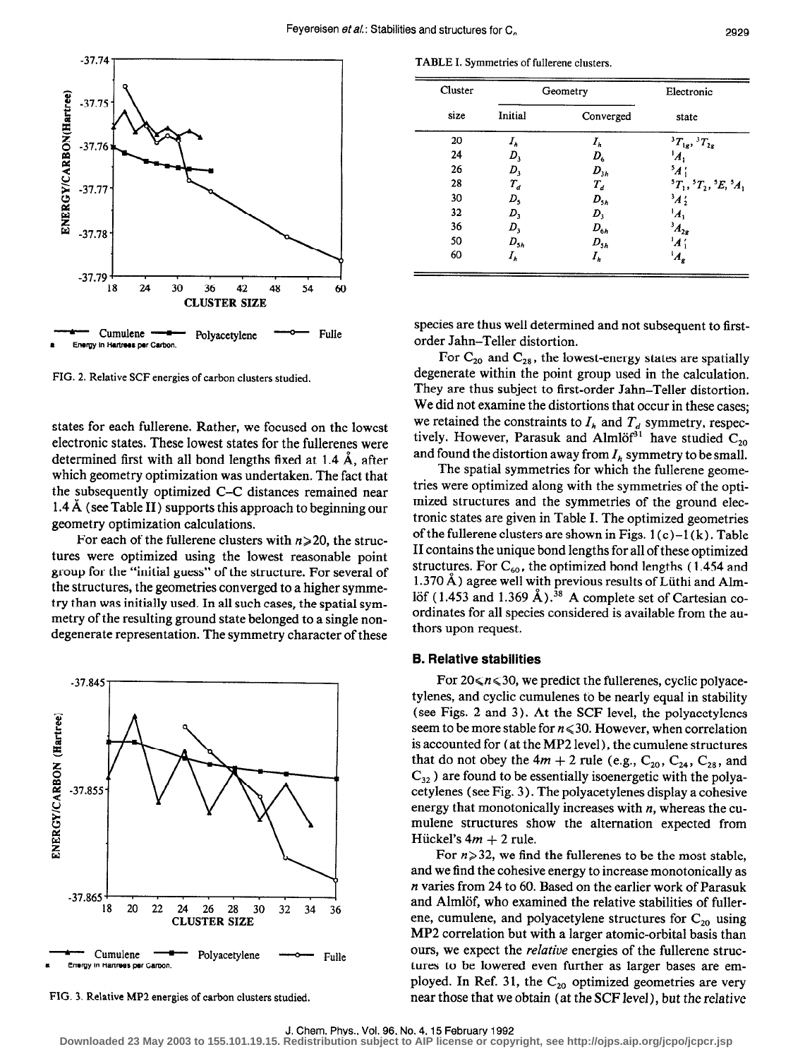FIG. 2. Relative SCF energies of carbon clusters studied.

states for each fullerene. Rather, we focused on the lowest electronic states. These lowest states for the fullerenes were determined first with all bond lengths fixed at 1.4 Å, after which geometry optimization was undertaken. The fact that the subsequently optimized C–C distances remained near 1.4 Å (see Table II) supports this approach to beginning our geometry optimization calculations.

For each of the fullerene clusters with $n \geqslant 20$, the structures were optimized using the lowest reasonable point group for the "initial guess" of the structure. For several of the structures, the geometries converged to a higher symmetry than was initially used. In all such cases, the spatial symmetry of the resulting ground state belonged to a single nondegenerate representation. The symmetry character of these species are thus well determined and not subsequent to first-order Jahn–Teller distortion.

FIG. 3. Relative MP2 energies of carbon clusters studied.

TABLE I. Symmetries of fullerene clusters.

| Cluster size | Geometry | | Electronic state |
|---|---|---|---|
| | Initial | Converged | |
| 20 | $I_h$ | $I_h$ | $^3T_{1g}$, $^3T_{2g}$ |
| 24 | $D_3$ | $D_6$ | $^1A_1$ |
| 26 | $D_3$ | $D_{3h}$ | $^5A_1'$ |
| 28 | $T_d$ | $T_d$ | $^5T_1$, $^5T_2$, $^5E$, $^5A_1$ |
| 30 | $D_5$ | $D_{5h}$ | $^3A_2'$ |
| 32 | $D_3$ | $D_3$ | $^1A_1$ |
| 36 | $D_3$ | $D_{6h}$ | $^3A_{2g}$ |
| 50 | $D_{5h}$ | $D_{5h}$ | $^1A_1'$ |
| 60 | $I_h$ | $I_h$ | $^1A_g$ |

For $C_{20}$ and $C_{28}$, the lowest-energy states are spatially degenerate within the point group used in the calculation. They are thus subject to first-order Jahn–Teller distortion. We did not examine the distortions that occur in these cases; we retained the constraints to $I_h$ and $T_d$ symmetry, respectively. However, Parasuk and Almlöf[31] have studied $C_{20}$ and found the distortion away from $I_h$ symmetry to be small.

The spatial symmetries for which the fullerene geometries were optimized along with the symmetries of the optimized structures and the symmetries of the ground electronic states are given in Table I. The optimized geometries of the fullerene clusters are shown in Figs. 1(c)–1(k). Table II contains the unique bond lengths for all of these optimized structures. For $C_{60}$, the optimized bond lengths (1.454 and 1.370 Å) agree well with previous results of Lüthi and Almlöf (1.453 and 1.369 Å).[38] A complete set of Cartesian coordinates for all species considered is available from the authors upon request.

### B. Relative stabilities

For $20 \leqslant n \leqslant 30$, we predict the fullerenes, cyclic polyacetylenes, and cyclic cumulenes to be nearly equal in stability (see Figs. 2 and 3). At the SCF level, the polyacetylenes seem to be more stable for $n \leqslant 30$. However, when correlation is accounted for (at the MP2 level), the cumulene structures that do not obey the $4m + 2$ rule (e.g., $C_{20}$, $C_{24}$, $C_{28}$, and $C_{32}$) are found to be essentially isoenergetic with the polyacetylenes (see Fig. 3). The polyacetylenes display a cohesive energy that monotonically increases with $n$, whereas the cumulene structures show the alternation expected from Hückel's $4m + 2$ rule.

For $n \geqslant 32$, we find the fullerenes to be the most stable, and we find the cohesive energy to increase monotonically as $n$ varies from 24 to 60. Based on the earlier work of Parasuk and Almlöf, who examined the relative stabilities of fullerene, cumulene, and polyacetylene structures for $C_{20}$ using MP2 correlation but with a larger atomic-orbital basis than ours, we expect the *relative* energies of the fullerene structures to be lowered even further as larger bases are employed. In Ref. 31, the $C_{20}$ optimized geometries are very near those that we obtain (at the SCF level), but the relative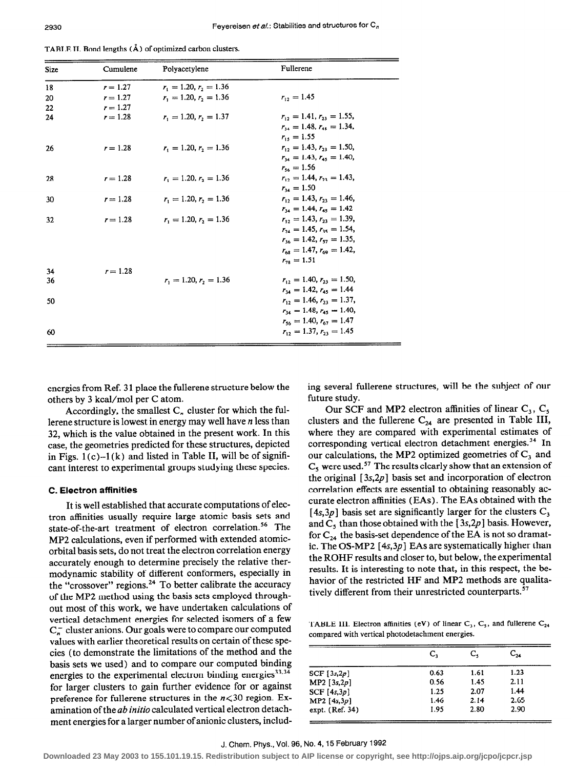TABLE II. Bond lengths (Å) of optimized carbon clusters.

| Size | Cumulene | Polyacetylene | Fullerene |
|---|---|---|---|
| 18 | $r = 1.27$ | $r_1 = 1.20$, $r_2 = 1.36$ | |
| 20 | $r = 1.27$ | $r_1 = 1.20$, $r_2 = 1.36$ | $r_{12} = 1.45$ |
| 22 | $r = 1.27$ | | |
| 24 | $r = 1.28$ | $r_1 = 1.20$, $r_2 = 1.37$ | $r_{12} = 1.41$, $r_{23} = 1.55$, $r_{34} = 1.48$, $r_{45} = 1.34$, $r_{15} = 1.55$ |
| 26 | $r = 1.28$ | $r_1 = 1.20$, $r_2 = 1.36$ | $r_{12} = 1.43$, $r_{23} = 1.50$, $r_{34} = 1.43$, $r_{45} = 1.40$, $r_{56} = 1.56$ |
| 28 | $r = 1.28$ | $r_1 = 1.20$, $r_2 = 1.36$ | $r_{12} = 1.44$, $r_{23} = 1.43$, $r_{34} = 1.50$ |
| 30 | $r = 1.28$ | $r_1 = 1.20$, $r_2 = 1.36$ | $r_{12} = 1.43$, $r_{23} = 1.46$, $r_{34} = 1.44$, $r_{45} = 1.42$ |
| 32 | $r = 1.28$ | $r_1 = 1.20$, $r_2 = 1.36$ | $r_{12} = 1.43$, $r_{23} = 1.39$, $r_{24} = 1.45$, $r_{35} = 1.54$, $r_{36} = 1.42$, $r_{57} = 1.35$, $r_{68} = 1.47$, $r_{69} = 1.42$, $r_{78} = 1.51$ |
| 34 | $r = 1.28$ | | |
| 36 | | $r_1 = 1.20$, $r_2 = 1.36$ | $r_{12} = 1.40$, $r_{23} = 1.50$, $r_{34} = 1.42$, $r_{45} = 1.44$ |
| 50 | | | $r_{12} = 1.46$, $r_{23} = 1.37$, $r_{34} = 1.48$, $r_{45} = 1.40$, $r_{56} = 1.40$, $r_{67} = 1.47$ |
| 60 | | | $r_{12} = 1.37$, $r_{23} = 1.45$ |

energies from Ref. 31 place the fullerene structure below the others by 3 kcal/mol per C atom.

Accordingly, the smallest $C_n$ cluster for which the fullerene structure is lowest in energy may well have $n$ less than 32, which is the value obtained in the present work. In this case, the geometries predicted for these structures, depicted in Figs. 1(c)–1(k) and listed in Table II, will be of significant interest to experimental groups studying these species.

### C. Electron affinities

It is well established that accurate computations of electron affinities usually require large atomic basis sets and state-of-the-art treatment of electron correlation.[56] The MP2 calculations, even if performed with extended atomic-orbital basis sets, do not treat the electron correlation energy accurately enough to determine precisely the relative thermodynamic stability of different conformers, especially in the "crossover" regions.[24] To better calibrate the accuracy of the MP2 method using the basis sets employed throughout most of this work, we have undertaken calculations of vertical detachment energies for selected isomers of a few $C_n^-$ cluster anions. Our goals were to compare our computed values with earlier theoretical results on certain of these species (to demonstrate the limitations of the method and the basis sets we used) and to compare our computed binding energies to the experimental electron binding energies[33,34] for larger clusters to gain further evidence for or against preference for fullerene structures in the $n<30$ region. Examination of the *ab initio* calculated vertical electron detachment energies for a larger number of anionic clusters, including several fullerene structures, will be the subject of our future study.

Our SCF and MP2 electron affinities of linear $C_3$, $C_5$ clusters and the fullerene $C_{24}$ are presented in Table III, where they are compared with experimental estimates of corresponding vertical electron detachment energies.[34] In our calculations, the MP2 optimized geometries of $C_3$ and $C_5$ were used.[57] The results clearly show that an extension of the original [3s,2p] basis set and incorporation of electron correlation effects are essential to obtaining reasonably accurate electron affinities (EAs). The EAs obtained with the [4s,3p] basis set are significantly larger for the clusters $C_3$ and $C_5$ than those obtained with the [3s,2p] basis. However, for $C_{24}$ the basis-set dependence of the EA is not so dramatic. The OS-MP2 [4s,3p] EAs are systematically higher than the ROHF results and closer to, but below, the experimental results. It is interesting to note that, in this respect, the behavior of the restricted HF and MP2 methods are qualitatively different from their unrestricted counterparts.[57]

TABLE III. Electron affinities (eV) of linear $C_3$, $C_5$, and fullerene $C_{24}$ compared with vertical photodetachment energies.

| | $C_3$ | $C_5$ | $C_{24}$ |
|---|---|---|---|
| SCF [3s,2p] | 0.63 | 1.61 | 1.23 |
| MP2 [3s,2p] | 0.56 | 1.45 | 2.11 |
| SCF [4s,3p] | 1.25 | 2.07 | 1.44 |
| MP2 [4s,3p] | 1.46 | 2.14 | 2.65 |
| expt. (Ref. 34) | 1.95 | 2.80 | 2.90 |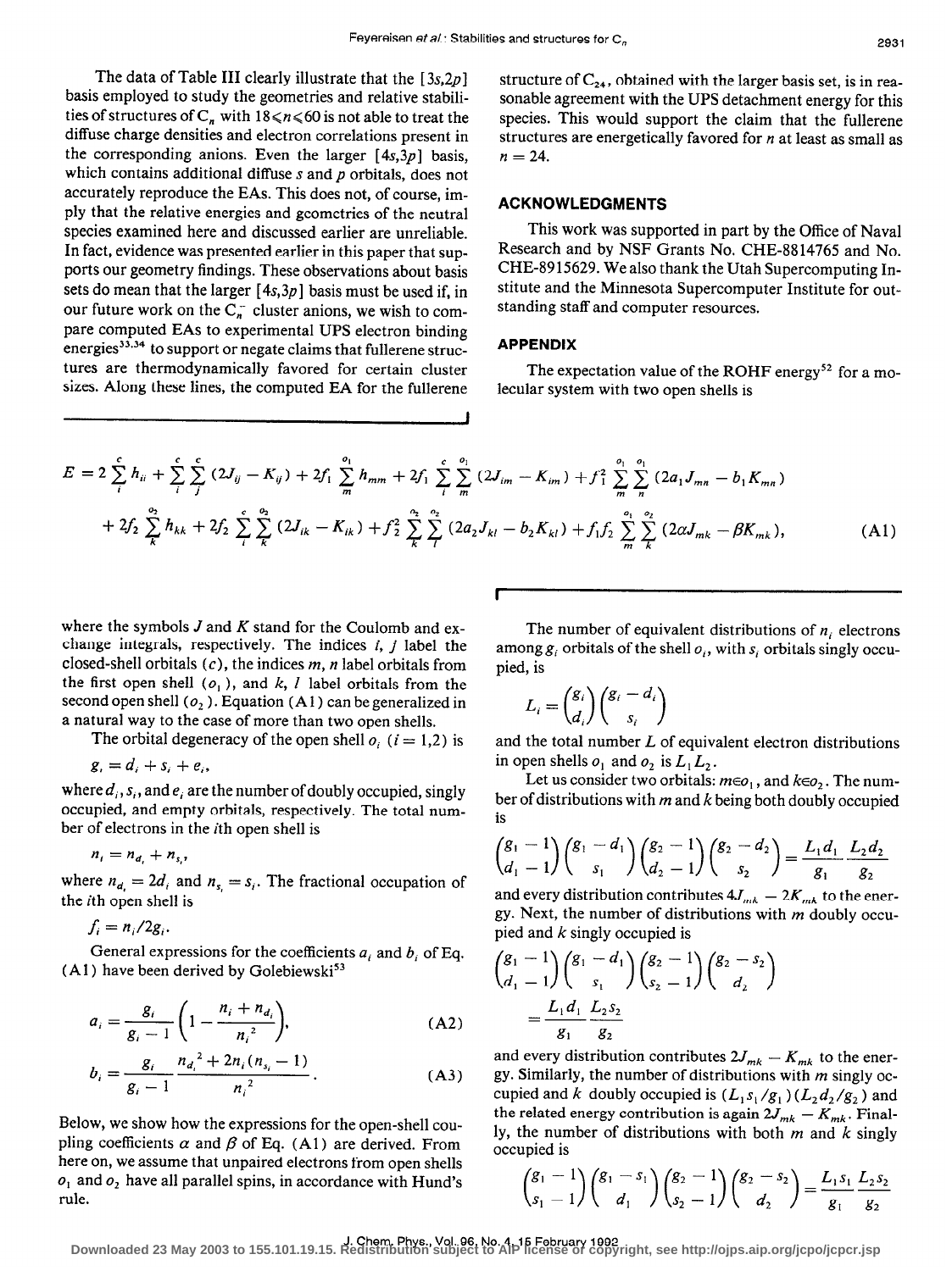The data of Table III clearly illustrate that the $[3s,2p]$ basis employed to study the geometries and relative stabilities of structures of $C_n$ with $18 \leqslant n \leqslant 60$ is not able to treat the diffuse charge densities and electron correlations present in the corresponding anions. Even the larger $[4s,3p]$ basis, which contains additional diffuse $s$ and $p$ orbitals, does not accurately reproduce the EAs. This does not, of course, imply that the relative energies and geometries of the neutral species examined here and discussed earlier are unreliable. In fact, evidence was presented earlier in this paper that supports our geometry findings. These observations about basis sets do mean that the larger $[4s,3p]$ basis must be used if, in our future work on the $C_n^-$ cluster anions, we wish to compare computed EAs to experimental UPS electron binding energies[33,34] to support or negate claims that fullerene structures are thermodynamically favored for certain cluster sizes. Along these lines, the computed EA for the fullerene structure of $C_{24}$, obtained with the larger basis set, is in reasonable agreement with the UPS detachment energy for this species. This would support the claim that the fullerene structures are energetically favored for $n$ at least as small as $n = 24$.

## ACKNOWLEDGMENTS

This work was supported in part by the Office of Naval Research and by NSF Grants No. CHE-8814765 and No. CHE-8915629. We also thank the Utah Supercomputing Institute and the Minnesota Supercomputer Institute for outstanding staff and computer resources.

## APPENDIX

The expectation value of the ROHF energy[52] for a molecular system with two open shells is

$$E = 2\sum_i^c h_{ii} + \sum_i^c \sum_j^c (2J_{ij} - K_{ij}) + 2f_1 \sum_m^{o_1} h_{mm} + 2f_1 \sum_i^c \sum_m^{o_1} (2J_{im} - K_{im}) + f_1^2 \sum_m^{o_1} \sum_n^{o_1} (2a_1 J_{mn} - b_1 K_{mn})$$
$$+ 2f_2 \sum_k^{o_2} h_{kk} + 2f_2 \sum_i^c \sum_k^{o_2} (2J_{ik} - K_{ik}) + f_2^2 \sum_k^{o_2} \sum_l^{o_2} (2a_2 J_{kl} - b_2 K_{kl}) + f_1 f_2 \sum_m^{o_1} \sum_k^{o_2} (2\alpha J_{mk} - \beta K_{mk}), \quad \text{(A1)}$$

where the symbols $J$ and $K$ stand for the Coulomb and exchange integrals, respectively. The indices $i$, $j$ label the closed-shell orbitals ($c$), the indices $m$, $n$ label orbitals from the first open shell ($o_1$), and $k$, $l$ label orbitals from the second open shell ($o_2$). Equation (A1) can be generalized in a natural way to the case of more than two open shells.

The orbital degeneracy of the open shell $o_i$ ($i = 1,2$) is

$$g_i = d_i + s_i + e_i,$$

where $d_i$, $s_i$, and $e_i$ are the number of doubly occupied, singly occupied, and empty orbitals, respectively. The total number of electrons in the $i$th open shell is

$$n_i = n_{d_i} + n_{s_i},$$

where $n_{d_i} = 2d_i$ and $n_{s_i} = s_i$. The fractional occupation of the $i$th open shell is

$$f_i = n_i / 2g_i.$$

General expressions for the coefficients $a_i$ and $b_i$ of Eq. (A1) have been derived by Golebiewski[53]

$$a_i = \frac{g_i}{g_i - 1}\left(1 - \frac{n_i + n_{d_i}}{n_i^2}\right), \quad \text{(A2)}$$

$$b_i = \frac{g_i}{g_i - 1} \frac{n_{d_i}^2 + 2n_i(n_{s_i} - 1)}{n_i^2}. \quad \text{(A3)}$$

Below, we show how the expressions for the open-shell coupling coefficients $\alpha$ and $\beta$ of Eq. (A1) are derived. From here on, we assume that unpaired electrons from open shells $o_1$ and $o_2$ have all parallel spins, in accordance with Hund's rule.

The number of equivalent distributions of $n_i$ electrons among $g_i$ orbitals of the shell $o_i$, with $s_i$ orbitals singly occupied, is

$$L_i = \binom{g_i}{d_i}\binom{g_i - d_i}{s_i}$$

and the total number $L$ of equivalent electron distributions in open shells $o_1$ and $o_2$ is $L_1 L_2$.

Let us consider two orbitals: $m \in o_1$, and $k \in o_2$. The number of distributions with $m$ and $k$ being both doubly occupied is

$$\binom{g_1 - 1}{d_1 - 1}\binom{g_1 - d_1}{s_1}\binom{g_2 - 1}{d_2 - 1}\binom{g_2 - d_2}{s_2} = \frac{L_1 d_1}{g_1}\frac{L_2 d_2}{g_2}$$

and every distribution contributes $4J_{mk} - 2K_{mk}$ to the energy. Next, the number of distributions with $m$ doubly occupied and $k$ singly occupied is

$$\binom{g_1 - 1}{d_1 - 1}\binom{g_1 - d_1}{s_1}\binom{g_2 - 1}{s_2 - 1}\binom{g_2 - s_2}{d_2} = \frac{L_1 d_1}{g_1}\frac{L_2 s_2}{g_2}$$

and every distribution contributes $2J_{mk} - K_{mk}$ to the energy. Similarly, the number of distributions with $m$ singly occupied and $k$ doubly occupied is $(L_1 s_1 / g_1)(L_2 d_2 / g_2)$ and the related energy contribution is again $2J_{mk} - K_{mk}$. Finally, the number of distributions with both $m$ and $k$ singly occupied is

$$\binom{g_1 - 1}{s_1 - 1}\binom{g_1 - s_1}{d_1}\binom{g_2 - 1}{s_2 - 1}\binom{g_2 - s_2}{d_2} = \frac{L_1 s_1}{g_1}\frac{L_2 s_2}{g_2}$$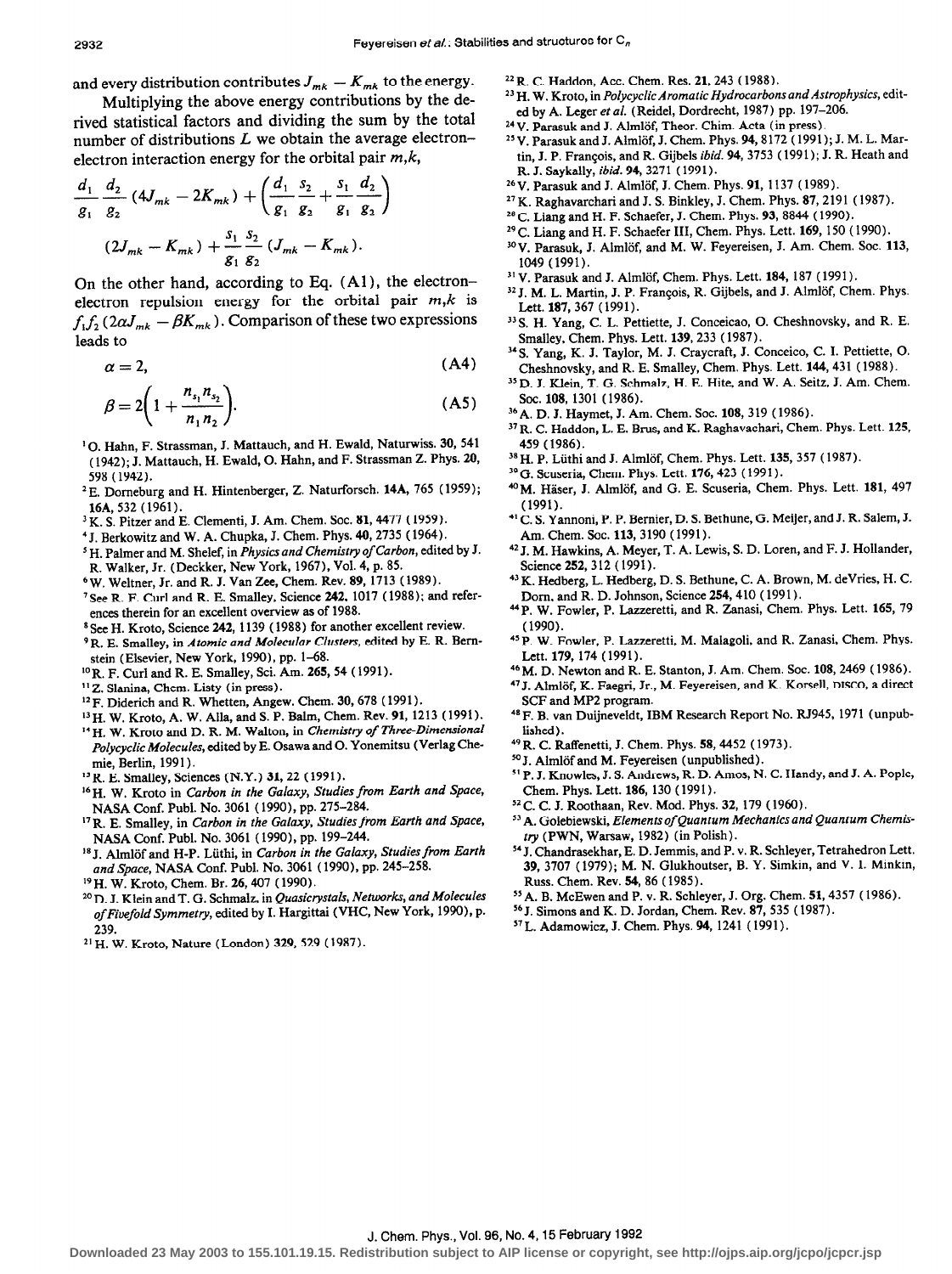and every distribution contributes $J_{mk} - K_{mk}$ to the energy.

Multiplying the above energy contributions by the derived statistical factors and dividing the sum by the total number of distributions $L$ we obtain the average electron–electron interaction energy for the orbital pair $m,k$,

$$\frac{d_1}{g_1}\frac{d_2}{g_2}(4J_{mk} - 2K_{mk}) + \left(\frac{d_1}{g_1}\frac{s_2}{g_2} + \frac{s_1}{g_1}\frac{d_2}{g_2}\right)$$

$$(2J_{mk} - K_{mk}) + \frac{s_1}{g_1}\frac{s_2}{g_2}(J_{mk} - K_{mk}).$$

On the other hand, according to Eq. (A1), the electron–electron repulsion energy for the orbital pair $m,k$ is $f_i f_2(2\alpha J_{mk} - \beta K_{mk})$. Comparison of these two expressions leads to

$$\alpha = 2, \tag{A4}$$

$$\beta = 2\left(1 + \frac{n_{s_1} n_{s_2}}{n_1 n_2}\right). \tag{A5}$$

[1] O. Hahn, F. Strassman, J. Mattauch, and H. Ewald, Naturwiss. **30**, 541 (1942); J. Mattauch, H. Ewald, O. Hahn, and F. Strassman Z. Phys. **20**, 598 (1942).

[2] E. Dorneburg and H. Hintenberger, Z. Naturforsch. **14A**, 765 (1959); **16A**, 532 (1961).

[3] K. S. Pitzer and E. Clementi, J. Am. Chem. Soc. **81**, 4477 (1959).

[4] J. Berkowitz and W. A. Chupka, J. Chem. Phys. **40**, 2735 (1964).

[5] H. Palmer and M. Shelef, in *Physics and Chemistry of Carbon*, edited by J. R. Walker, Jr. (Deckker, New York, 1967), Vol. 4, p. 85.

[6] W. Weltner, Jr. and R. J. Van Zee, Chem. Rev. **89**, 1713 (1989).

[7] See R. F. Curl and R. E. Smalley, Science **242**, 1017 (1988); and references therein for an excellent overview as of 1988.

[8] See H. Kroto, Science **242**, 1139 (1988) for another excellent review.

[9] R. E. Smalley, in *Atomic and Molecular Clusters*, edited by E. R. Bernstein (Elsevier, New York, 1990), pp. 1–68.

[10] R. F. Curl and R. E. Smalley, Sci. Am. **265**, 54 (1991).

[11] Z. Slanina, Chem. Listy (in press).

[12] F. Diderich and R. Whetten, Angew. Chem. **30**, 678 (1991).

[13] H. W. Kroto, A. W. Alla, and S. P. Balm, Chem. Rev. **91**, 1213 (1991).

[14] H. W. Kroto and D. R. M. Walton, in *Chemistry of Three-Dimensional Polycyclic Molecules*, edited by E. Osawa and O. Yonemitsu (Verlag Chemie, Berlin, 1991).

[15] R. E. Smalley, Sciences (N.Y.) **31**, 22 (1991).

[16] H. W. Kroto in *Carbon in the Galaxy, Studies from Earth and Space*, NASA Conf. Publ. No. 3061 (1990), pp. 275–284.

[17] R. E. Smalley, in *Carbon in the Galaxy, Studies from Earth and Space*, NASA Conf. Publ. No. 3061 (1990), pp. 199–244.

[18] J. Almlöf and H-P. Lüthi, in *Carbon in the Galaxy, Studies from Earth and Space*, NASA Conf. Publ. No. 3061 (1990), pp. 245–258.

[19] H. W. Kroto, Chem. Br. **26**, 407 (1990).

[20] D. J. Klein and T. G. Schmalz, in *Quasicrystals, Networks, and Molecules of Fivefold Symmetry*, edited by I. Hargittai (VHC, New York, 1990), p. 239.

[21] H. W. Kroto, Nature (London) **329**, 529 (1987).

[22] R. C. Haddon, Acc. Chem. Res. **21**, 243 (1988).

[23] H. W. Kroto, in *Polycyclic Aromatic Hydrocarbons and Astrophysics*, edited by A. Leger *et al.* (Reidel, Dordrecht, 1987) pp. 197–206.

[24] V. Parasuk and J. Almlöf, Theor. Chim. Acta (in press).

[25] V. Parasuk and J. Almlöf, J. Chem. Phys. **94**, 8172 (1991); J. M. L. Martin, J. P. François, and R. Gijbels *ibid.* **94**, 3753 (1991); J. R. Heath and R. J. Saykally, *ibid.* **94**, 3271 (1991).

[26] V. Parasuk and J. Almlöf, J. Chem. Phys. **91**, 1137 (1989).

[27] K. Raghavarchari and J. S. Binkley, J. Chem. Phys. **87**, 2191 (1987).

[28] C. Liang and H. F. Schaefer, J. Chem. Phys. **93**, 8844 (1990).

[29] C. Liang and H. F. Schaefer III, Chem. Phys. Lett. **169**, 150 (1990).

[30] V. Parasuk, J. Almlöf, and M. W. Feyereisen, J. Am. Chem. Soc. **113**, 1049 (1991).

[31] V. Parasuk and J. Almlöf, Chem. Phys. Lett. **184**, 187 (1991).

[32] J. M. L. Martin, J. P. François, R. Gijbels, and J. Almlöf, Chem. Phys. Lett. **187**, 367 (1991).

[33] S. H. Yang, C. L. Pettiette, J. Conceicao, O. Cheshnovsky, and R. E. Smalley, Chem. Phys. Lett. **139**, 233 (1987).

[34] S. Yang, K. J. Taylor, M. J. Craycraft, J. Conceico, C. I. Pettiette, O. Cheshnovsky, and R. E. Smalley, Chem. Phys. Lett. **144**, 431 (1988).

[35] D. J. Klein, T. G. Schmalz, H. E. Hite, and W. A. Seitz, J. Am. Chem. Soc. **108**, 1301 (1986).

[36] A. D. J. Haymet, J. Am. Chem. Soc. **108**, 319 (1986).

[37] R. C. Haddon, L. E. Brus, and K. Raghavachari, Chem. Phys. Lett. **125**, 459 (1986).

[38] H. P. Lüthi and J. Almlöf, Chem. Phys. Lett. **135**, 357 (1987).

[39] G. Scuseria, Chem. Phys. Lett. **176**, 423 (1991).

[40] M. Häser, J. Almlöf, and G. E. Scuseria, Chem. Phys. Lett. **181**, 497 (1991).

[41] C. S. Yannoni, P. P. Bernier, D. S. Bethune, G. Meijer, and J. R. Salem, J. Am. Chem. Soc. **113**, 3190 (1991).

[42] J. M. Hawkins, A. Meyer, T. A. Lewis, S. D. Loren, and F. J. Hollander, Science **252**, 312 (1991).

[43] K. Hedberg, L. Hedberg, D. S. Bethune, C. A. Brown, M. deVries, H. C. Dorn, and R. D. Johnson, Science **254**, 410 (1991).

[44] P. W. Fowler, P. Lazzeretti, and R. Zanasi, Chem. Phys. Lett. **165**, 79 (1990).

[45] P. W. Fowler, P. Lazzeretti, M. Malagoli, and R. Zanasi, Chem. Phys. Lett. **179**, 174 (1991).

[46] M. D. Newton and R. E. Stanton, J. Am. Chem. Soc. **108**, 2469 (1986).

[47] J. Almlöf, K. Faegri, Jr., M. Feyereisen, and K. Korsell, DISCO, a direct SCF and MP2 program.

[48] F. B. van Duijneveldt, IBM Research Report No. RJ945, 1971 (unpublished).

[49] R. C. Raffenetti, J. Chem. Phys. **58**, 4452 (1973).

[50] J. Almlöf and M. Feyereisen (unpublished).

[51] P. J. Knowles, J. S. Andrews, R. D. Amos, N. C. Handy, and J. A. Pople, Chem. Phys. Lett. **186**, 130 (1991).

[52] C. C. J. Roothaan, Rev. Mod. Phys. **32**, 179 (1960).

[53] A. Golebiewski, *Elements of Quantum Mechanics and Quantum Chemistry* (PWN, Warsaw, 1982) (in Polish).

[54] J. Chandrasekhar, E. D. Jemmis, and P. v. R. Schleyer, Tetrahedron Lett. **39**, 3707 (1979); M. N. Glukhoutser, B. Y. Simkin, and V. I. Minkin, Russ. Chem. Rev. **54**, 86 (1985).

[55] A. B. McEwen and P. v. R. Schleyer, J. Org. Chem. **51**, 4357 (1986).

[56] J. Simons and K. D. Jordan, Chem. Rev. **87**, 535 (1987).

[57] L. Adamowicz, J. Chem. Phys. **94**, 1241 (1991).